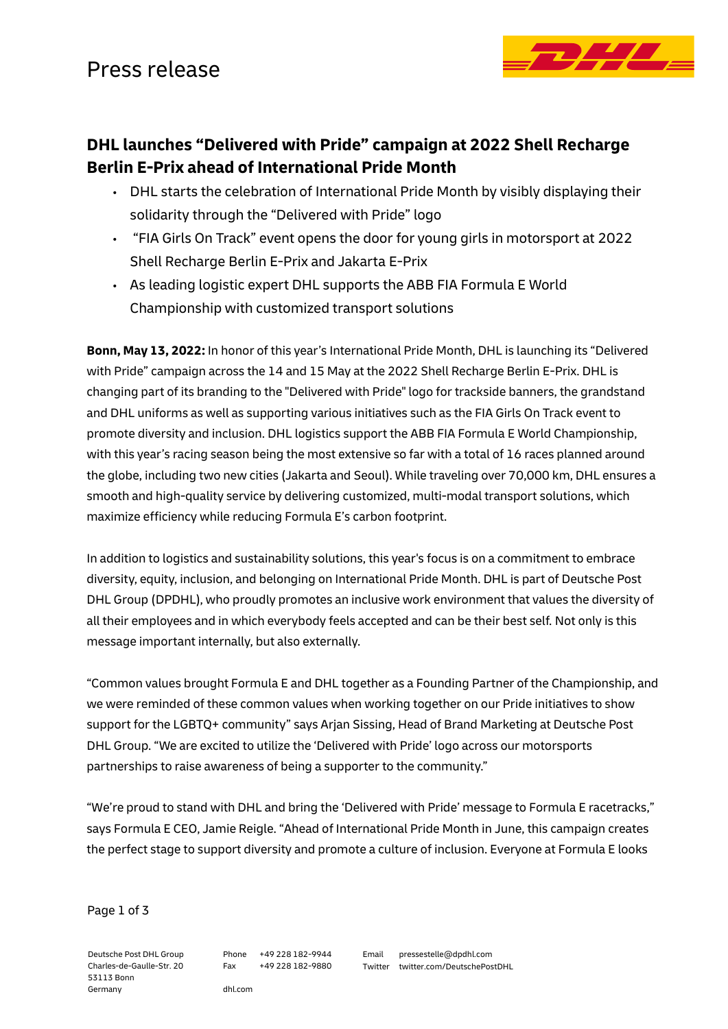Press release

## DHL launches "Delivered with Pride" campaign at 2022 Shell Recharge Berlin E-Prix ahead of International Pride Month

- DHL starts the celebration of International Pride Month by visibly displaying their solidarity through the "Delivered with Pride" logo
- "FIA Girls On Track" event opens the door for young girls in motorsport at 2022 Shell Recharge Berlin E-Prix and Jakarta E-Prix
- As leading logistic expert DHL supports the ABB FIA Formula E World Championship with customized transport solutions

**Bonn, May 13, 2022:** In honor of this year's International Pride Month, DHL is launching its "Delivered with Pride" campaign across the 14 and 15 May at the 2022 Shell Recharge Berlin E-Prix. DHL is changing part of its branding to the "Delivered with Pride" logo for trackside banners, the grandstand and DHL uniforms as well as supporting various initiatives such as the FIA Girls On Track event to promote diversity and inclusion. DHL logistics support the ABB FIA Formula E World Championship, with this year's racing season being the most extensive so far with a total of 16 races planned around the globe, including two new cities (Jakarta and Seoul). While traveling over 70,000 km, DHL ensures a smooth and high-quality service by delivering customized, multi-modal transport solutions, which maximize efficiency while reducing Formula E's carbon footprint.

In addition to logistics and sustainability solutions, this year's focus is on a commitment to embrace diversity, equity, inclusion, and belonging on International Pride Month. DHL is part of Deutsche Post DHL Group (DPDHL), who proudly promotes an inclusive work environment that values the diversity of all their employees and in which everybody feels accepted and can be their best self. Not only is this message important internally, but also externally.

"Common values brought Formula E and DHL together as a Founding Partner of the Championship, and we were reminded of these common values when working together on our Pride initiatives to show support for the LGBTQ+ community" says Arjan Sissing, Head of Brand Marketing at Deutsche Post DHL Group. "We are excited to utilize the 'Delivered with Pride' logo across our motorsports partnerships to raise awareness of being a supporter to the community."

"We're proud to stand with DHL and bring the 'Delivered with Pride' message to Formula E racetracks," says Formula E CEO, Jamie Reigle. "Ahead of International Pride Month in June, this campaign creates the perfect stage to support diversity and promote a culture of inclusion. Everyone at Formula E looks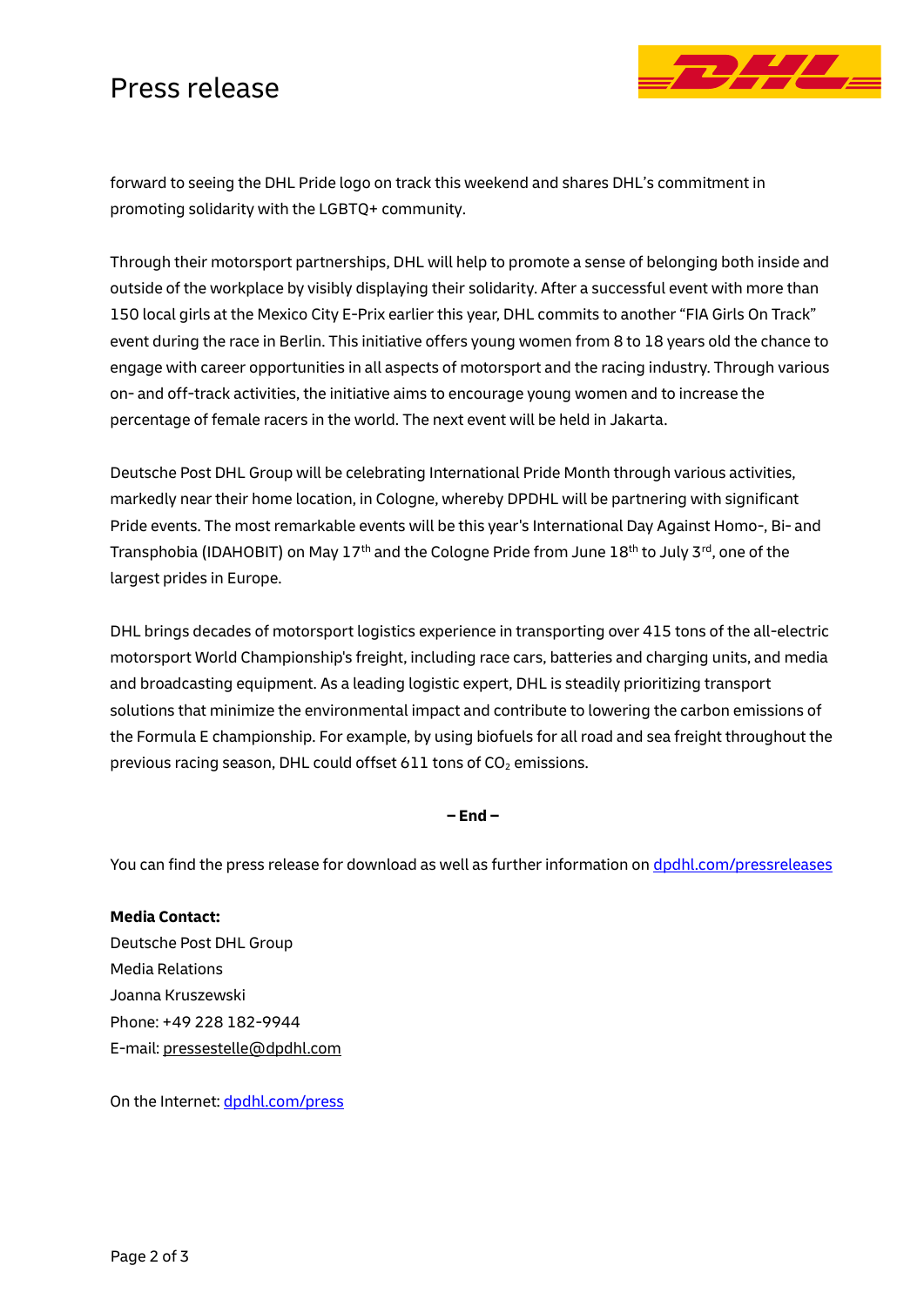forward to seeing the DHL Pride logo on track this weekend and shares DHL's commitment in promoting solidarity with the LGBTQ+ community.

Through their motorsport partnerships, DHL will help to promote a sense of belonging both inside and outside of the workplace by visibly displaying their solidarity. After a successful event with more than 150 local girls at the Mexico City E-Prix earlier this year, DHL commits to another "FIA Girls On Track" event during the race in Berlin. This initiative offers young women from 8 to 18 years old the chance to engage with career opportunities in all aspects of motorsport and the racing industry. Through various on- and off-track activities, the initiative aims to encourage young women and to increase the percentage of female racers in the world. The next event will be held in Jakarta.

Deutsche Post DHL Group will be celebrating International Pride Month through various activities, markedly near their home location, in Cologne, whereby DPDHL will be partnering with significant Pride events. The most remarkable events will be this year's International Day Against Homo-, Bi- and Transphobia (IDAHOBIT) on May 17th and the Cologne Pride from June 18th to July 3rd, one of the largest prides in Europe.

DHL brings decades of motorsport logistics experience in transporting over 415 tons of the all-electric motorsport World Championship's freight, including race cars, batteries and charging units, and media and broadcasting equipment. As a leading logistic expert, DHL is steadily prioritizing transport solutions that minimize the environmental impact and contribute to lowering the carbon emissions of the Formula E championship. For example, by using biofuels for all road and sea freight throughout the previous racing season, DHL could offset 611 tons of $CO_2$ emissions.

**– End –**

You can find the press release for download as well as further information on dpdhl.com/pressreleases

**Media Contact:**
Deutsche Post DHL Group
Media Relations
Joanna Kruszewski
Phone: +49 228 182-9944
E-mail: pressestelle@dpdhl.com

On the Internet: dpdhl.com/press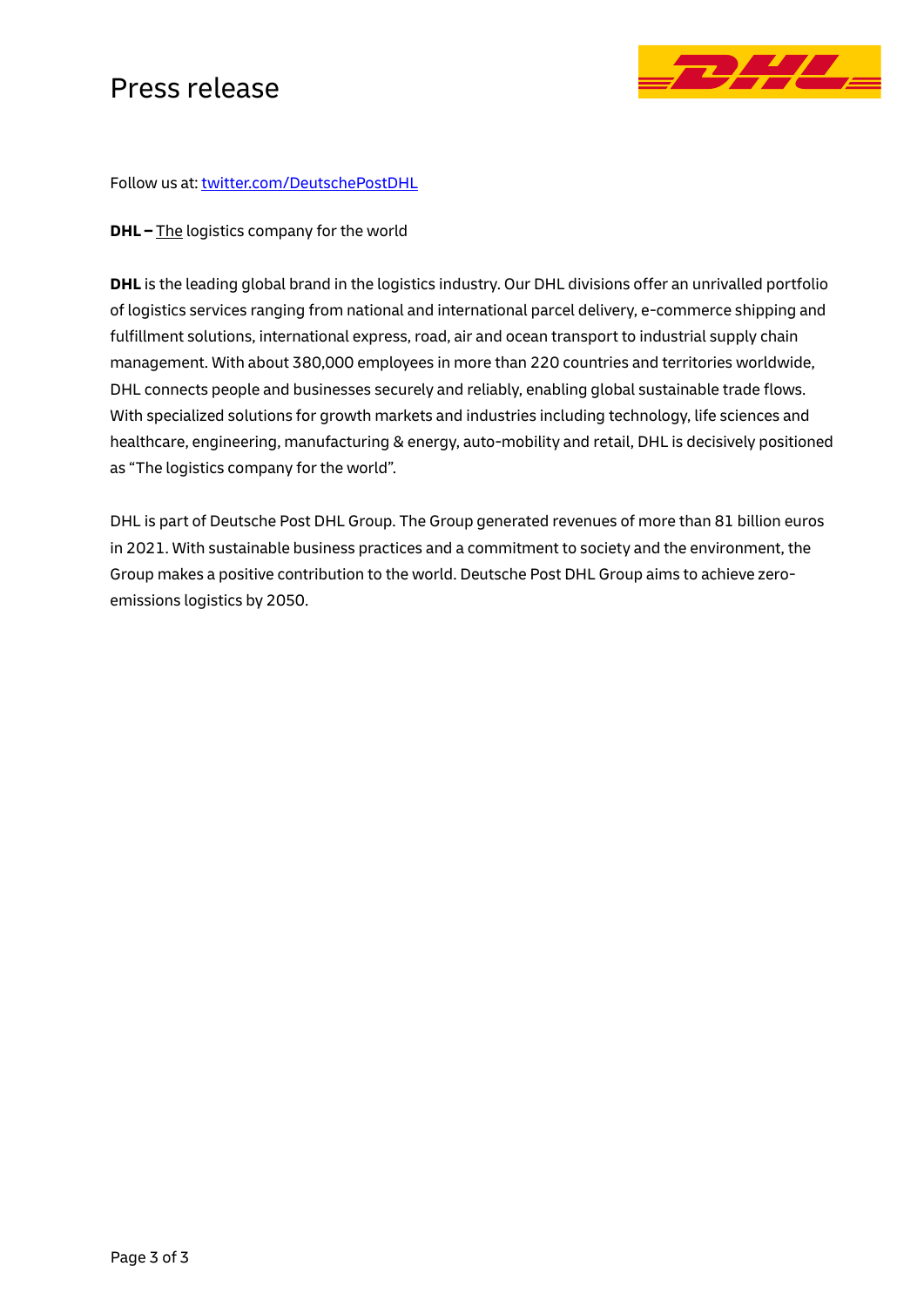Follow us at: twitter.com/DeutschePostDHL

**DHL –** The logistics company for the world

**DHL** is the leading global brand in the logistics industry. Our DHL divisions offer an unrivalled portfolio of logistics services ranging from national and international parcel delivery, e-commerce shipping and fulfillment solutions, international express, road, air and ocean transport to industrial supply chain management. With about 380,000 employees in more than 220 countries and territories worldwide, DHL connects people and businesses securely and reliably, enabling global sustainable trade flows. With specialized solutions for growth markets and industries including technology, life sciences and healthcare, engineering, manufacturing & energy, auto-mobility and retail, DHL is decisively positioned as "The logistics company for the world".

DHL is part of Deutsche Post DHL Group. The Group generated revenues of more than 81 billion euros in 2021. With sustainable business practices and a commitment to society and the environment, the Group makes a positive contribution to the world. Deutsche Post DHL Group aims to achieve zero-emissions logistics by 2050.